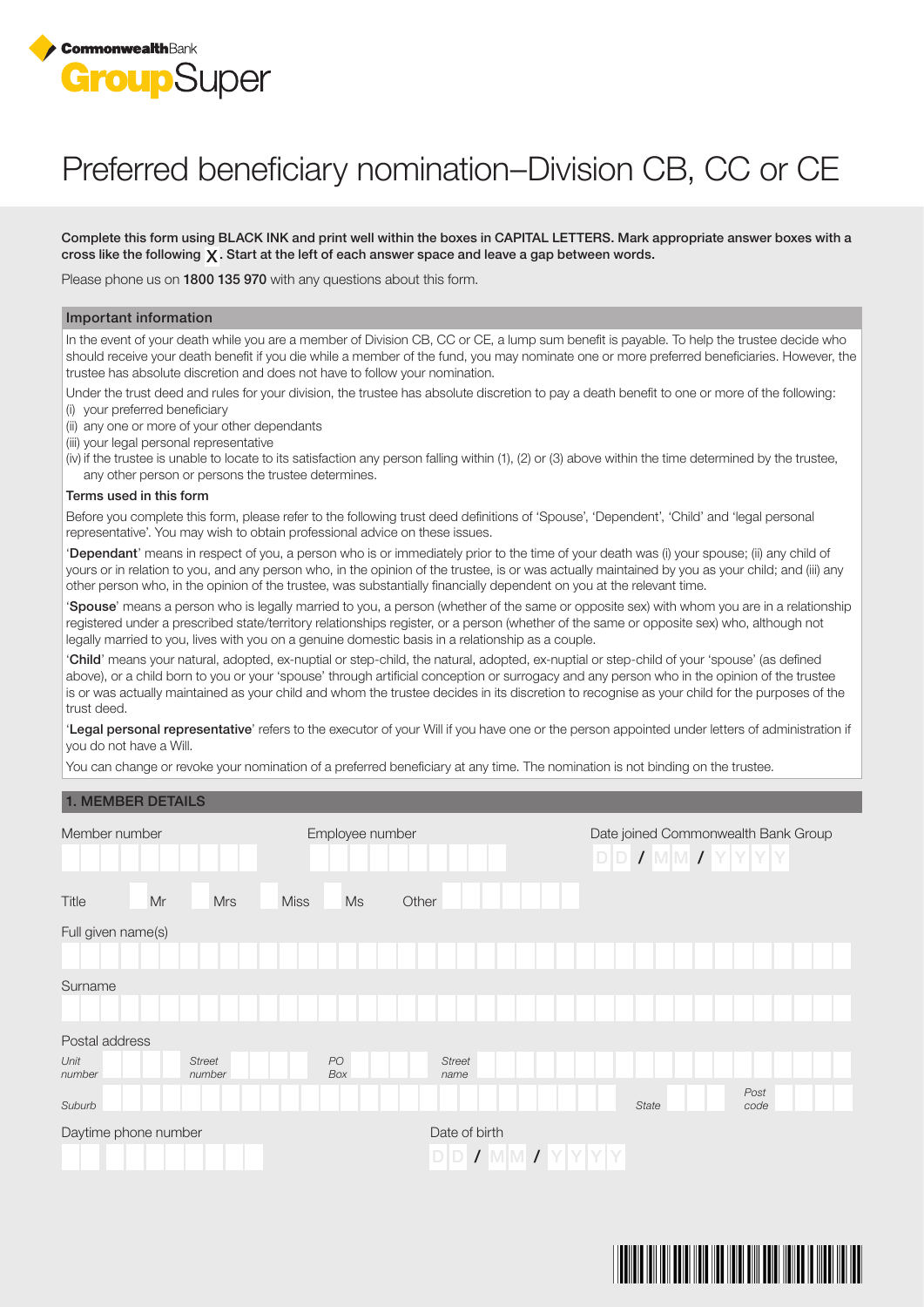CommonwealthBank

GroupSuper

# Preferred beneficiary nomination–Division CB, CC or CE

**Complete this form using BLACK INK and print well within the boxes in CAPITAL LETTERS. Mark appropriate answer boxes with a cross like the following X. Start at the left of each answer space and leave a gap between words.**

Please phone us on **1800 135 970** with any questions about this form.

## Important information

In the event of your death while you are a member of Division CB, CC or CE, a lump sum benefit is payable. To help the trustee decide who should receive your death benefit if you die while a member of the fund, you may nominate one or more preferred beneficiaries. However, the trustee has absolute discretion and does not have to follow your nomination.

Under the trust deed and rules for your division, the trustee has absolute discretion to pay a death benefit to one or more of the following:

(i) your preferred beneficiary
(ii) any one or more of your other dependants
(iii) your legal personal representative
(iv) if the trustee is unable to locate to its satisfaction any person falling within (1), (2) or (3) above within the time determined by the trustee, any other person or persons the trustee determines.

### Terms used in this form

Before you complete this form, please refer to the following trust deed definitions of 'Spouse', 'Dependent', 'Child' and 'legal personal representative'. You may wish to obtain professional advice on these issues.

'**Dependant**' means in respect of you, a person who is or immediately prior to the time of your death was (i) your spouse; (ii) any child of yours or in relation to you, and any person who, in the opinion of the trustee, is or was actually maintained by you as your child; and (iii) any other person who, in the opinion of the trustee, was substantially financially dependent on you at the relevant time.

'**Spouse**' means a person who is legally married to you, a person (whether of the same or opposite sex) with whom you are in a relationship registered under a prescribed state/territory relationships register, or a person (whether of the same or opposite sex) who, although not legally married to you, lives with you on a genuine domestic basis in a relationship as a couple.

'**Child**' means your natural, adopted, ex-nuptial or step-child, the natural, adopted, ex-nuptial or step-child of your 'spouse' (as defined above), or a child born to you or your 'spouse' through artificial conception or surrogacy and any person who in the opinion of the trustee is or was actually maintained as your child and whom the trustee decides in its discretion to recognise as your child for the purposes of the trust deed.

'**Legal personal representative**' refers to the executor of your Will if you have one or the person appointed under letters of administration if you do not have a Will.

You can change or revoke your nomination of a preferred beneficiary at any time. The nomination is not binding on the trustee.

## 1. MEMBER DETAILS

Member number

Employee number

Date joined Commonwealth Bank Group DD / MM / YYYY

Title ☐ Mr ☐ Mrs ☐ Miss ☐ Ms Other

Full given name(s)

Surname

Postal address

*Unit number* *Street number* *PO Box* *Street name*

*Suburb* *State* *Post code*

Daytime phone number

Date of birth DD / MM / YYYY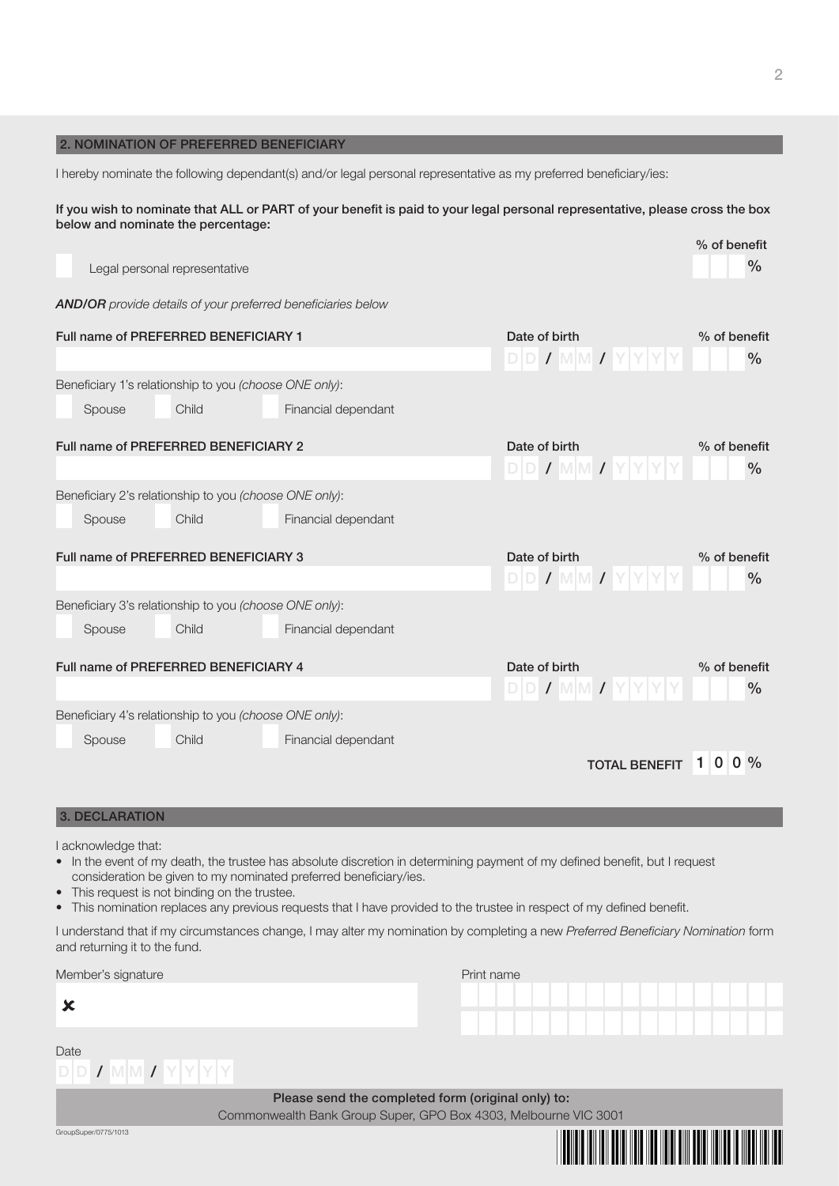## 2. NOMINATION OF PREFERRED BENEFICIARY

I hereby nominate the following dependant(s) and/or legal personal representative as my preferred beneficiary/ies:

**If you wish to nominate that ALL or PART of your benefit is paid to your legal personal representative, please cross the box below and nominate the percentage:**

☐ Legal personal representative — % of benefit ___ %

***AND/OR*** *provide details of your preferred beneficiaries below*

**Full name of PREFERRED BENEFICIARY 1** — Date of birth DD / MM / YYYY — % of benefit ___ %

Beneficiary 1's relationship to you *(choose ONE only)*:

☐ Spouse ☐ Child ☐ Financial dependant

**Full name of PREFERRED BENEFICIARY 2** — Date of birth DD / MM / YYYY — % of benefit ___ %

Beneficiary 2's relationship to you *(choose ONE only)*:

☐ Spouse ☐ Child ☐ Financial dependant

**Full name of PREFERRED BENEFICIARY 3** — Date of birth DD / MM / YYYY — % of benefit ___ %

Beneficiary 3's relationship to you *(choose ONE only)*:

☐ Spouse ☐ Child ☐ Financial dependant

**Full name of PREFERRED BENEFICIARY 4** — Date of birth DD / MM / YYYY — % of benefit ___ %

Beneficiary 4's relationship to you *(choose ONE only)*:

☐ Spouse ☐ Child ☐ Financial dependant

**TOTAL BENEFIT 100 %**

## 3. DECLARATION

I acknowledge that:

- In the event of my death, the trustee has absolute discretion in determining payment of my defined benefit, but I request consideration be given to my nominated preferred beneficiary/ies.
- This request is not binding on the trustee.
- This nomination replaces any previous requests that I have provided to the trustee in respect of my defined benefit.

I understand that if my circumstances change, I may alter my nomination by completing a new *Preferred Beneficiary Nomination* form and returning it to the fund.

Member's signature

✘

Print name

Date

DD / MM / YYYY

**Please send the completed form (original only) to:**

Commonwealth Bank Group Super, GPO Box 4303, Melbourne VIC 3001

GroupSuper/0775/1013